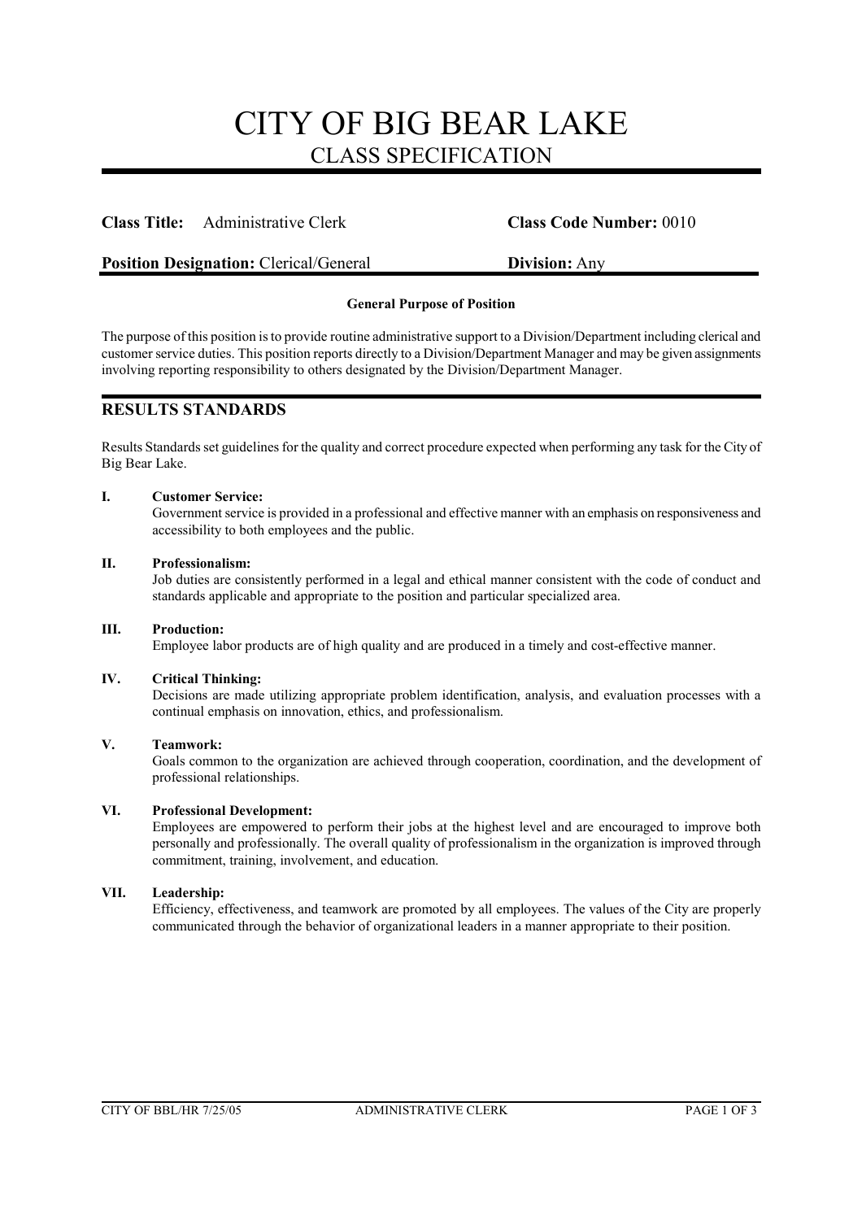# CITY OF BIG BEAR LAKE
## CLASS SPECIFICATION

**Class Title:** Administrative Clerk **Class Code Number:** 0010

**Position Designation:** Clerical/General **Division:** Any

**General Purpose of Position**

The purpose of this position is to provide routine administrative support to a Division/Department including clerical and customer service duties. This position reports directly to a Division/Department Manager and may be given assignments involving reporting responsibility to others designated by the Division/Department Manager.

## RESULTS STANDARDS

Results Standards set guidelines for the quality and correct procedure expected when performing any task for the City of Big Bear Lake.

**I. Customer Service:**
Government service is provided in a professional and effective manner with an emphasis on responsiveness and accessibility to both employees and the public.

**II. Professionalism:**
Job duties are consistently performed in a legal and ethical manner consistent with the code of conduct and standards applicable and appropriate to the position and particular specialized area.

**III. Production:**
Employee labor products are of high quality and are produced in a timely and cost-effective manner.

**IV. Critical Thinking:**
Decisions are made utilizing appropriate problem identification, analysis, and evaluation processes with a continual emphasis on innovation, ethics, and professionalism.

**V. Teamwork:**
Goals common to the organization are achieved through cooperation, coordination, and the development of professional relationships.

**VI. Professional Development:**
Employees are empowered to perform their jobs at the highest level and are encouraged to improve both personally and professionally. The overall quality of professionalism in the organization is improved through commitment, training, involvement, and education.

**VII. Leadership:**
Efficiency, effectiveness, and teamwork are promoted by all employees. The values of the City are properly communicated through the behavior of organizational leaders in a manner appropriate to their position.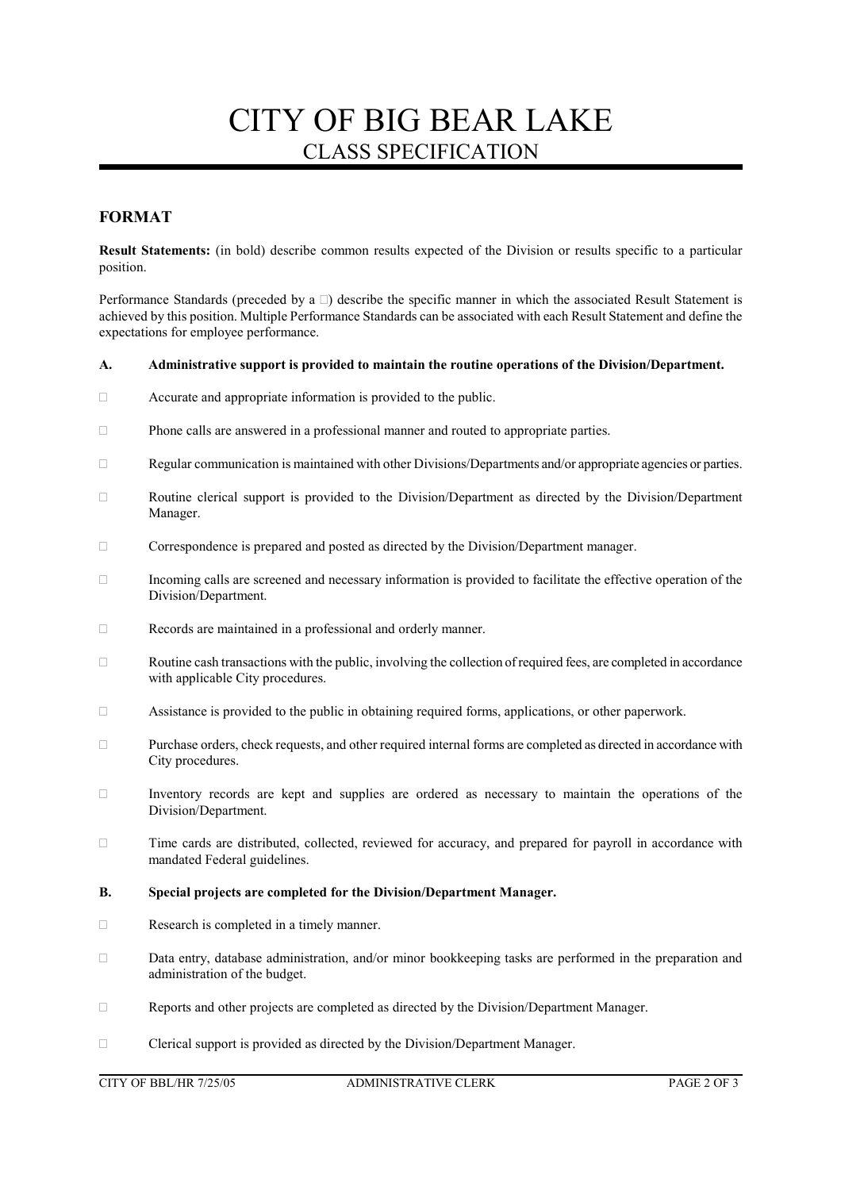# CITY OF BIG BEAR LAKE

## CLASS SPECIFICATION

### FORMAT

**Result Statements:** (in bold) describe common results expected of the Division or results specific to a particular position.

Performance Standards (preceded by a □) describe the specific manner in which the associated Result Statement is achieved by this position. Multiple Performance Standards can be associated with each Result Statement and define the expectations for employee performance.

**A. Administrative support is provided to maintain the routine operations of the Division/Department.**

- □ Accurate and appropriate information is provided to the public.
- □ Phone calls are answered in a professional manner and routed to appropriate parties.
- □ Regular communication is maintained with other Divisions/Departments and/or appropriate agencies or parties.
- □ Routine clerical support is provided to the Division/Department as directed by the Division/Department Manager.
- □ Correspondence is prepared and posted as directed by the Division/Department manager.
- □ Incoming calls are screened and necessary information is provided to facilitate the effective operation of the Division/Department.
- □ Records are maintained in a professional and orderly manner.
- □ Routine cash transactions with the public, involving the collection of required fees, are completed in accordance with applicable City procedures.
- □ Assistance is provided to the public in obtaining required forms, applications, or other paperwork.
- □ Purchase orders, check requests, and other required internal forms are completed as directed in accordance with City procedures.
- □ Inventory records are kept and supplies are ordered as necessary to maintain the operations of the Division/Department.
- □ Time cards are distributed, collected, reviewed for accuracy, and prepared for payroll in accordance with mandated Federal guidelines.

**B. Special projects are completed for the Division/Department Manager.**

- □ Research is completed in a timely manner.
- □ Data entry, database administration, and/or minor bookkeeping tasks are performed in the preparation and administration of the budget.
- □ Reports and other projects are completed as directed by the Division/Department Manager.
- □ Clerical support is provided as directed by the Division/Department Manager.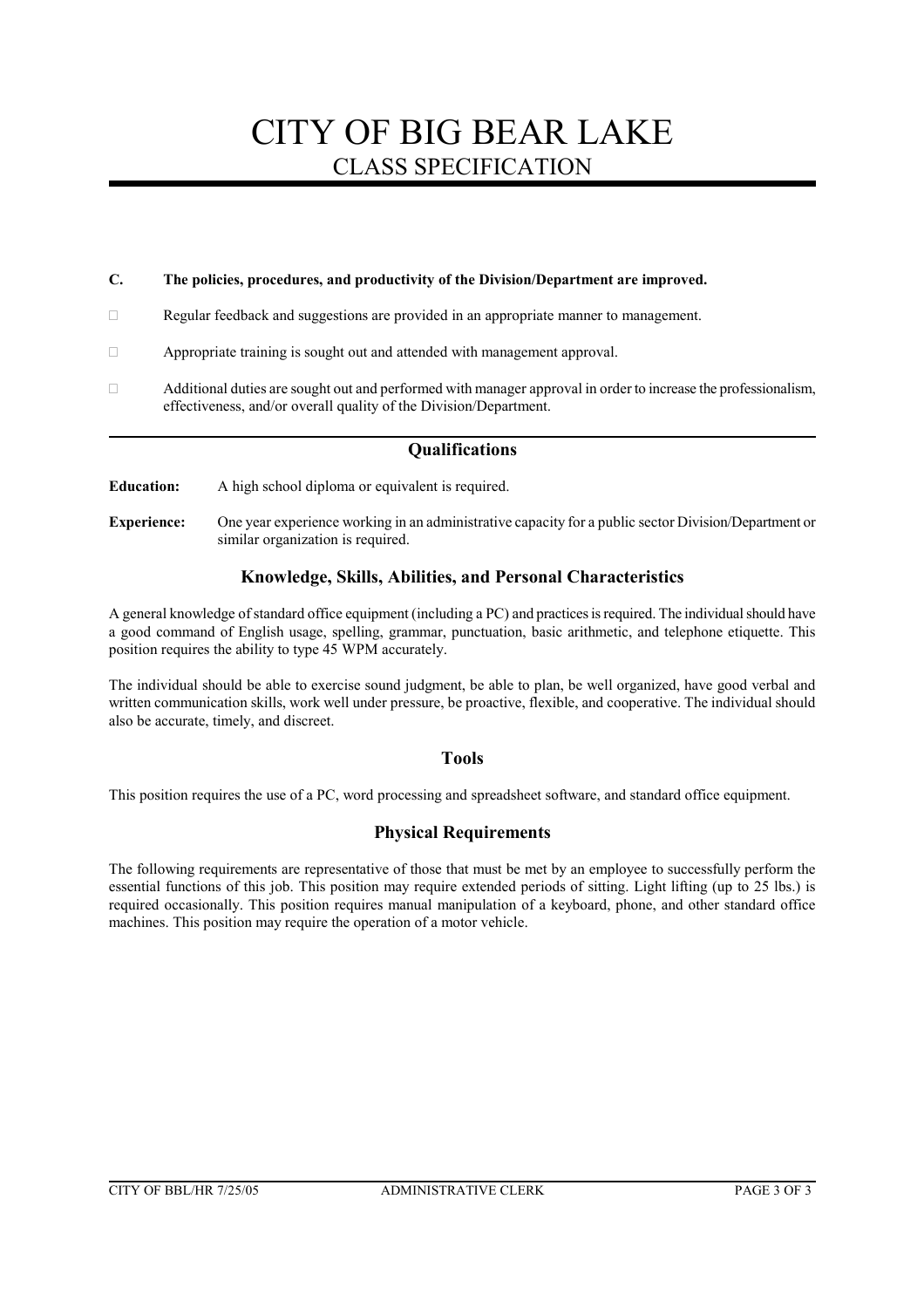**C. The policies, procedures, and productivity of the Division/Department are improved.**

- Regular feedback and suggestions are provided in an appropriate manner to management.
- Appropriate training is sought out and attended with management approval.
- Additional duties are sought out and performed with manager approval in order to increase the professionalism, effectiveness, and/or overall quality of the Division/Department.

## Qualifications

**Education:** A high school diploma or equivalent is required.

**Experience:** One year experience working in an administrative capacity for a public sector Division/Department or similar organization is required.

### Knowledge, Skills, Abilities, and Personal Characteristics

A general knowledge of standard office equipment (including a PC) and practices is required. The individual should have a good command of English usage, spelling, grammar, punctuation, basic arithmetic, and telephone etiquette. This position requires the ability to type 45 WPM accurately.

The individual should be able to exercise sound judgment, be able to plan, be well organized, have good verbal and written communication skills, work well under pressure, be proactive, flexible, and cooperative. The individual should also be accurate, timely, and discreet.

### Tools

This position requires the use of a PC, word processing and spreadsheet software, and standard office equipment.

### Physical Requirements

The following requirements are representative of those that must be met by an employee to successfully perform the essential functions of this job. This position may require extended periods of sitting. Light lifting (up to 25 lbs.) is required occasionally. This position requires manual manipulation of a keyboard, phone, and other standard office machines. This position may require the operation of a motor vehicle.